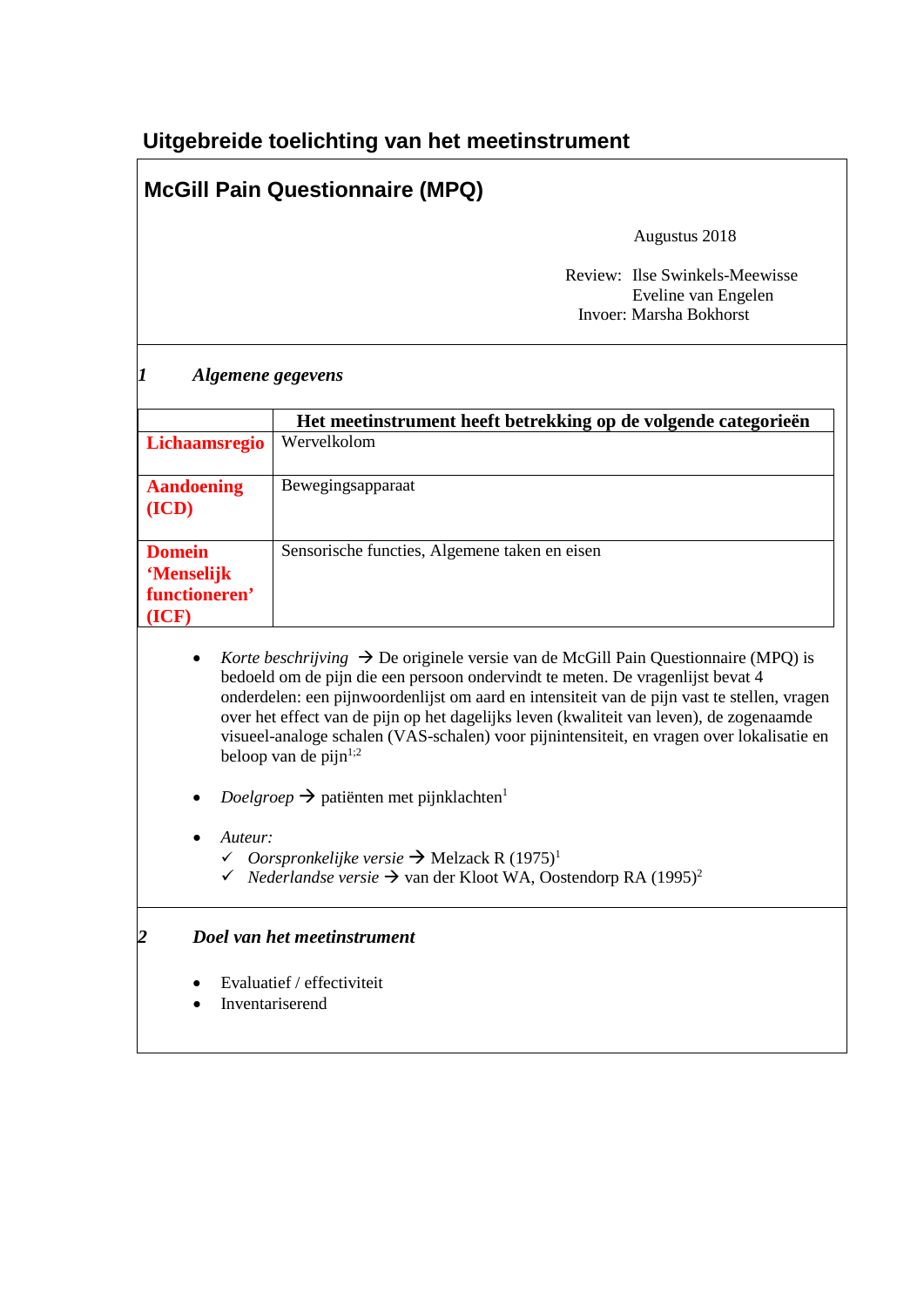## Uitgebreide toelichting van het meetinstrument

## McGill Pain Questionnaire (MPQ)

Augustus 2018

Review: Ilse Swinkels-Meewisse
Eveline van Engelen
Invoer: Marsha Bokhorst

### *1 Algemene gegevens*

| | **Het meetinstrument heeft betrekking op de volgende categorieën** |
|---|---|
| **Lichaamsregio** | Wervelkolom |
| **Aandoening (ICD)** | Bewegingsapparaat |
| **Domein 'Menselijk functioneren' (ICF)** | Sensorische functies, Algemene taken en eisen |

- *Korte beschrijving* → De originele versie van de McGill Pain Questionnaire (MPQ) is bedoeld om de pijn die een persoon ondervindt te meten. De vragenlijst bevat 4 onderdelen: een pijnwoordenlijst om aard en intensiteit van de pijn vast te stellen, vragen over het effect van de pijn op het dagelijks leven (kwaliteit van leven), de zogenaamde visueel-analoge schalen (VAS-schalen) voor pijnintensiteit, en vragen over lokalisatie en beloop van de pijn[1;2]

- *Doelgroep* → patiënten met pijnklachten[1]

- *Auteur:*
  - ✓ *Oorspronkelijke versie* → Melzack R (1975)[1]
  - ✓ *Nederlandse versie* → van der Kloot WA, Oostendorp RA (1995)[2]

### *2 Doel van het meetinstrument*

- Evaluatief / effectiviteit
- Inventariserend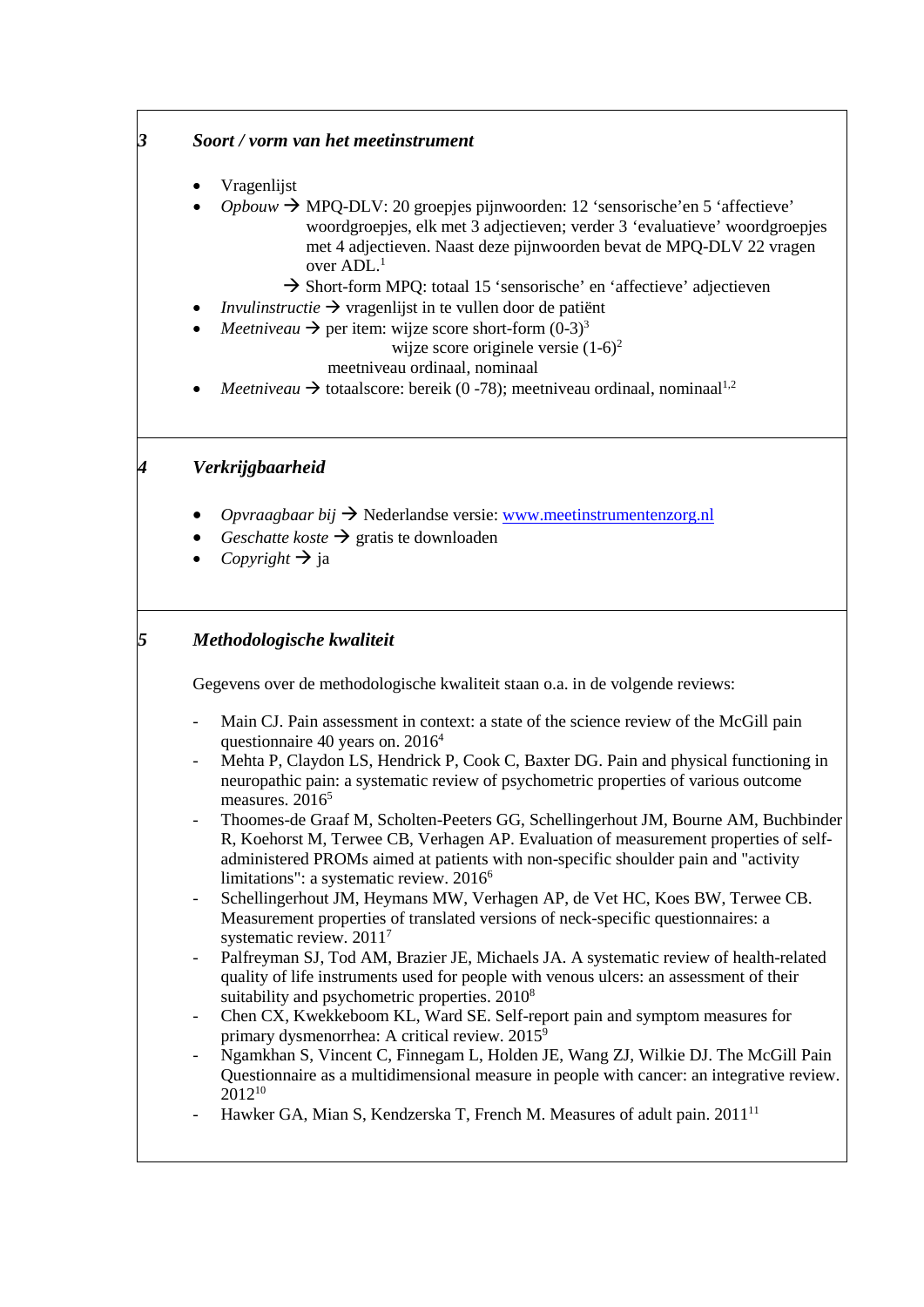## 3 *Soort / vorm van het meetinstrument*

- Vragenlijst
- *Opbouw* → MPQ-DLV: 20 groepjes pijnwoorden: 12 'sensorische'en 5 'affectieve' woordgroepjes, elk met 3 adjectieven; verder 3 'evaluatieve' woordgroepjes met 4 adjectieven. Naast deze pijnwoorden bevat de MPQ-DLV 22 vragen over ADL.[1]
  → Short-form MPQ: totaal 15 'sensorische' en 'affectieve' adjectieven
- *Invulinstructie* → vragenlijst in te vullen door de patiënt
- *Meetniveau* → per item: wijze score short-form (0-3)[3]
  wijze score originele versie (1-6)[2]
  meetniveau ordinaal, nominaal
- *Meetniveau* → totaalscore: bereik (0 -78); meetniveau ordinaal, nominaal[1,2]

## 4 *Verkrijgbaarheid*

- *Opvraagbaar bij* → Nederlandse versie: www.meetinstrumentenzorg.nl
- *Geschatte koste* → gratis te downloaden
- *Copyright* → ja

## 5 *Methodologische kwaliteit*

Gegevens over de methodologische kwaliteit staan o.a. in de volgende reviews:

- Main CJ. Pain assessment in context: a state of the science review of the McGill pain questionnaire 40 years on. 2016[4]
- Mehta P, Claydon LS, Hendrick P, Cook C, Baxter DG. Pain and physical functioning in neuropathic pain: a systematic review of psychometric properties of various outcome measures. 2016[5]
- Thoomes-de Graaf M, Scholten-Peeters GG, Schellingerhout JM, Bourne AM, Buchbinder R, Koehorst M, Terwee CB, Verhagen AP. Evaluation of measurement properties of self-administered PROMs aimed at patients with non-specific shoulder pain and "activity limitations": a systematic review. 2016[6]
- Schellingerhout JM, Heymans MW, Verhagen AP, de Vet HC, Koes BW, Terwee CB. Measurement properties of translated versions of neck-specific questionnaires: a systematic review. 2011[7]
- Palfreyman SJ, Tod AM, Brazier JE, Michaels JA. A systematic review of health-related quality of life instruments used for people with venous ulcers: an assessment of their suitability and psychometric properties. 2010[8]
- Chen CX, Kwekkeboom KL, Ward SE. Self-report pain and symptom measures for primary dysmenorrhea: A critical review. 2015[9]
- Ngamkhan S, Vincent C, Finnegam L, Holden JE, Wang ZJ, Wilkie DJ. The McGill Pain Questionnaire as a multidimensional measure in people with cancer: an integrative review. 2012[10]
- Hawker GA, Mian S, Kendzerska T, French M. Measures of adult pain. 2011[11]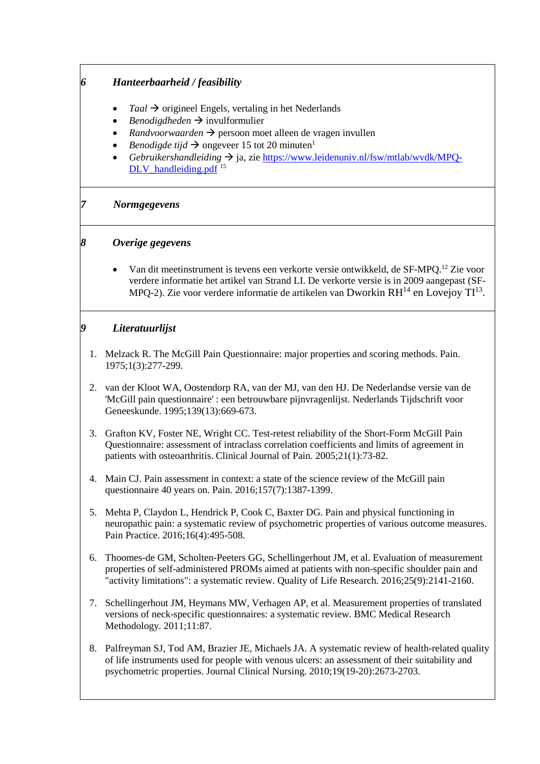## 6 *Hanteerbaarheid / feasibility*

- *Taal* → origineel Engels, vertaling in het Nederlands
- *Benodigdheden* → invulformulier
- *Randvoorwaarden* → persoon moet alleen de vragen invullen
- *Benodigde tijd* → ongeveer 15 tot 20 minuten[1]
- *Gebruikershandleiding* → ja, zie https://www.leidenuniv.nl/fsw/mtlab/wvdk/MPQ-DLV_handleiding.pdf [15]

## 7 *Normgegevens*

## 8 *Overige gegevens*

- Van dit meetinstrument is tevens een verkorte versie ontwikkeld, de SF-MPQ.[12] Zie voor verdere informatie het artikel van Strand LI. De verkorte versie is in 2009 aangepast (SF-MPQ-2). Zie voor verdere informatie de artikelen van Dworkin RH[14] en Lovejoy TI[13].

## 9 *Literatuurlijst*

1. Melzack R. The McGill Pain Questionnaire: major properties and scoring methods. Pain. 1975;1(3):277-299.

2. van der Kloot WA, Oostendorp RA, van der MJ, van den HJ. De Nederlandse versie van de 'McGill pain questionnaire' : een betrouwbare pijnvragenlijst. Nederlands Tijdschrift voor Geneeskunde. 1995;139(13):669-673.

3. Grafton KV, Foster NE, Wright CC. Test-retest reliability of the Short-Form McGill Pain Questionnaire: assessment of intraclass correlation coefficients and limits of agreement in patients with osteoarthritis. Clinical Journal of Pain. 2005;21(1):73-82.

4. Main CJ. Pain assessment in context: a state of the science review of the McGill pain questionnaire 40 years on. Pain. 2016;157(7):1387-1399.

5. Mehta P, Claydon L, Hendrick P, Cook C, Baxter DG. Pain and physical functioning in neuropathic pain: a systematic review of psychometric properties of various outcome measures. Pain Practice. 2016;16(4):495-508.

6. Thoomes-de GM, Scholten-Peeters GG, Schellingerhout JM, et al. Evaluation of measurement properties of self-administered PROMs aimed at patients with non-specific shoulder pain and "activity limitations": a systematic review. Quality of Life Research. 2016;25(9):2141-2160.

7. Schellingerhout JM, Heymans MW, Verhagen AP, et al. Measurement properties of translated versions of neck-specific questionnaires: a systematic review. BMC Medical Research Methodology. 2011;11:87.

8. Palfreyman SJ, Tod AM, Brazier JE, Michaels JA. A systematic review of health-related quality of life instruments used for people with venous ulcers: an assessment of their suitability and psychometric properties. Journal Clinical Nursing. 2010;19(19-20):2673-2703.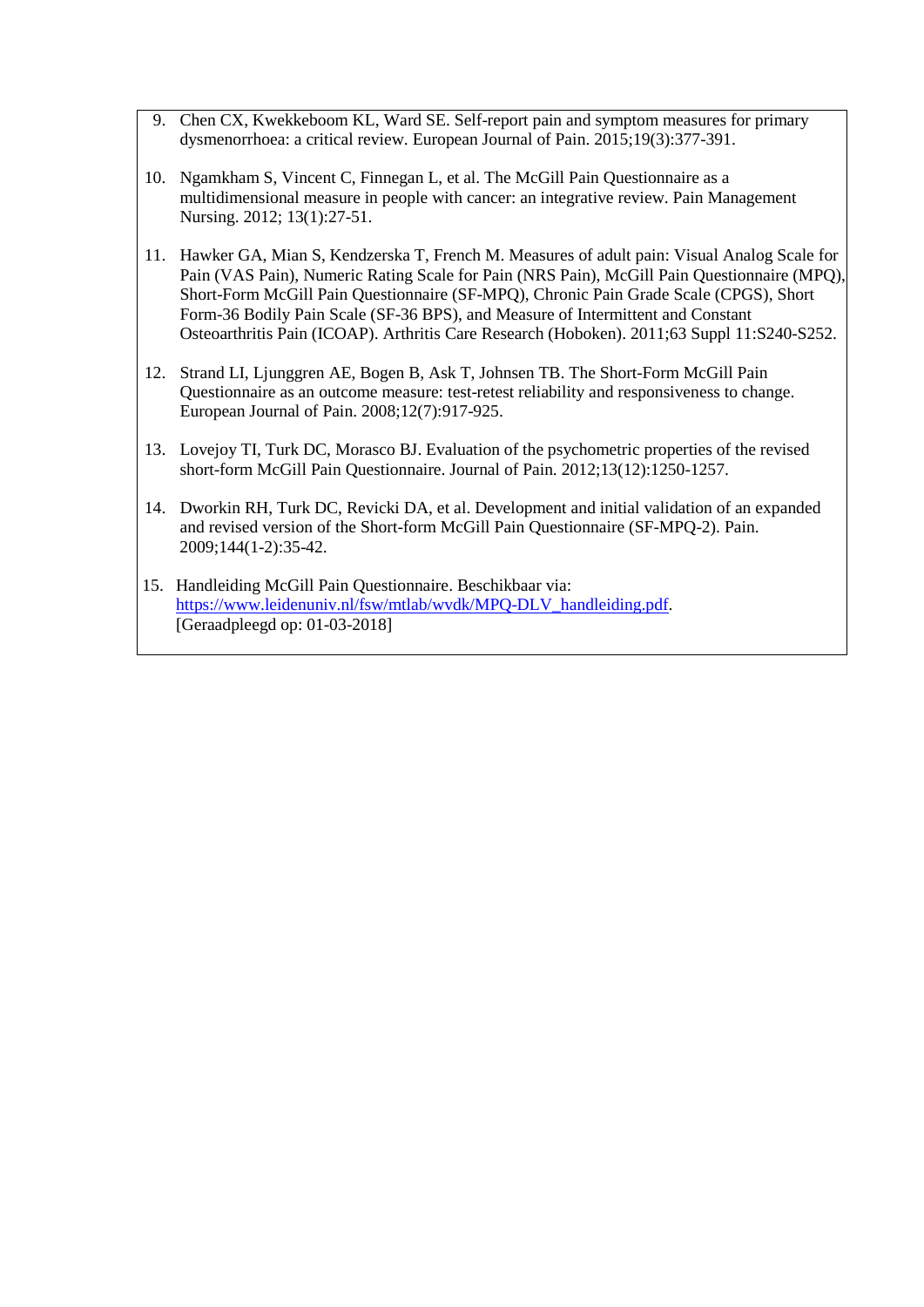9. Chen CX, Kwekkeboom KL, Ward SE. Self-report pain and symptom measures for primary dysmenorrhoea: a critical review. European Journal of Pain. 2015;19(3):377-391.

10. Ngamkham S, Vincent C, Finnegan L, et al. The McGill Pain Questionnaire as a multidimensional measure in people with cancer: an integrative review. Pain Management Nursing. 2012; 13(1):27-51.

11. Hawker GA, Mian S, Kendzerska T, French M. Measures of adult pain: Visual Analog Scale for Pain (VAS Pain), Numeric Rating Scale for Pain (NRS Pain), McGill Pain Questionnaire (MPQ), Short-Form McGill Pain Questionnaire (SF-MPQ), Chronic Pain Grade Scale (CPGS), Short Form-36 Bodily Pain Scale (SF-36 BPS), and Measure of Intermittent and Constant Osteoarthritis Pain (ICOAP). Arthritis Care Research (Hoboken). 2011;63 Suppl 11:S240-S252.

12. Strand LI, Ljunggren AE, Bogen B, Ask T, Johnsen TB. The Short-Form McGill Pain Questionnaire as an outcome measure: test-retest reliability and responsiveness to change. European Journal of Pain. 2008;12(7):917-925.

13. Lovejoy TI, Turk DC, Morasco BJ. Evaluation of the psychometric properties of the revised short-form McGill Pain Questionnaire. Journal of Pain. 2012;13(12):1250-1257.

14. Dworkin RH, Turk DC, Revicki DA, et al. Development and initial validation of an expanded and revised version of the Short-form McGill Pain Questionnaire (SF-MPQ-2). Pain. 2009;144(1-2):35-42.

15. Handleiding McGill Pain Questionnaire. Beschikbaar via: https://www.leidenuniv.nl/fsw/mtlab/wvdk/MPQ-DLV_handleiding.pdf. [Geraadpleegd op: 01-03-2018]